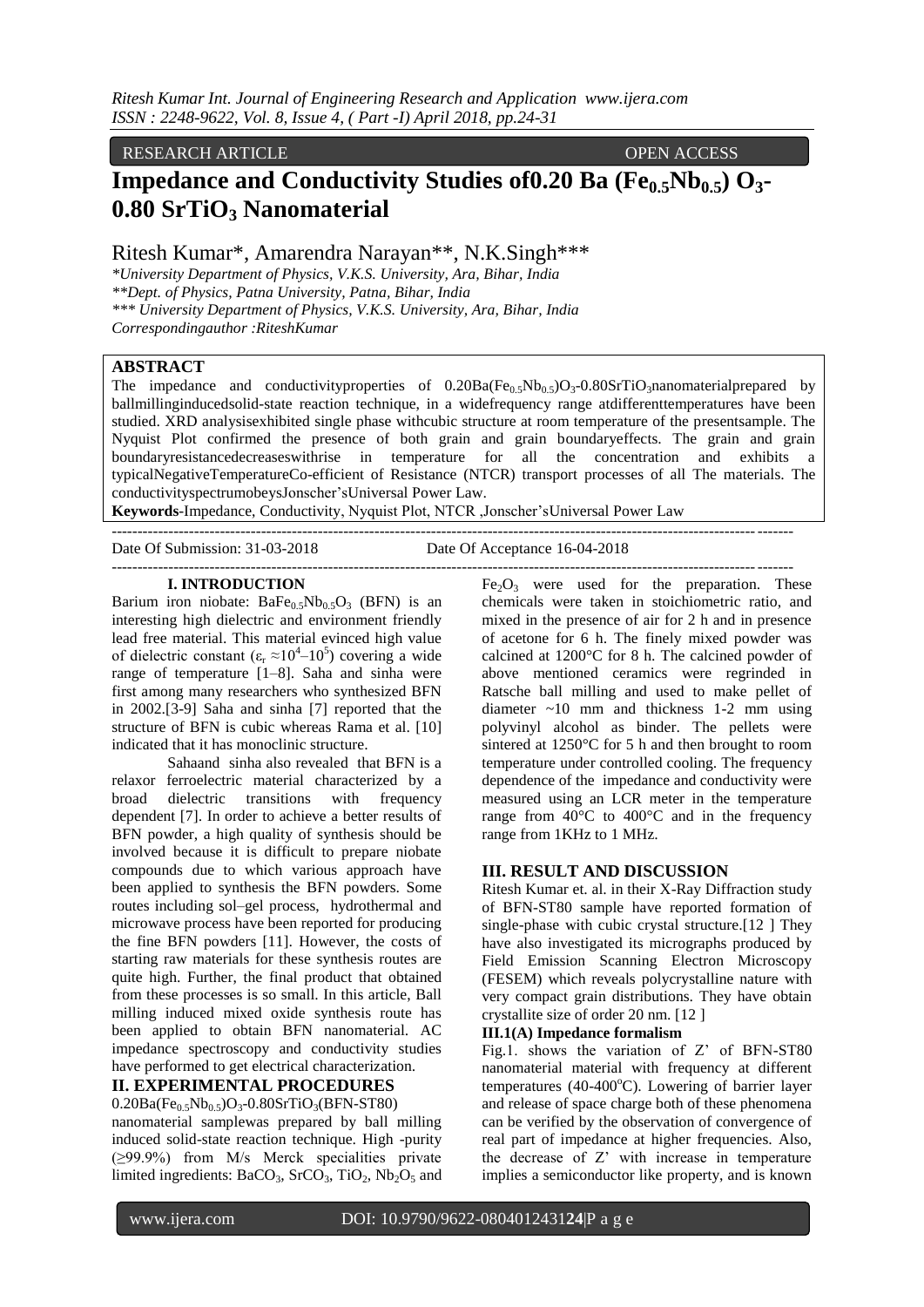RESEARCH ARTICLE OPEN ACCESS

# Impedance and Conductivity Studies of0.20 Ba ($Fe_{0.5}Nb_{0.5}$) $O_3$-0.80 $SrTiO_3$ Nanomaterial

Ritesh Kumar*, Amarendra Narayan**, N.K.Singh***

*University Department of Physics, V.K.S. University, Ara, Bihar, India
**Dept. of Physics, Patna University, Patna, Bihar, India
*** University Department of Physics, V.K.S. University, Ara, Bihar, India
Correspondingauthor :RiteshKumar

## ABSTRACT

The impedance and conductivityproperties of $0.20Ba(Fe_{0.5}Nb_{0.5})O_3$-$0.80SrTiO_3$nanomaterialprepared by ballmillinginducedsolid-state reaction technique, in a widefrequency range atdifferenttemperatures have been studied. XRD analysisexhibited single phase withcubic structure at room temperature of the presentsample. The Nyquist Plot confirmed the presence of both grain and grain boundaryeffects. The grain and grain boundaryresistancedecreaseswithrise in temperature for all the concentration and exhibits a typicalNegativeTemperatureCo-efficient of Resistance (NTCR) transport processes of all The materials. The conductivityspectrumobeysJonscher'sUniversal Power Law.

**Keywords**-Impedance, Conductivity, Nyquist Plot, NTCR ,Jonscher'sUniversal Power Law

Date Of Submission: 31-03-2018 Date Of Acceptance 16-04-2018

## I. INTRODUCTION

Barium iron niobate: $BaFe_{0.5}Nb_{0.5}O_3$ (BFN) is an interesting high dielectric and environment friendly lead free material. This material evinced high value of dielectric constant ($\varepsilon_r \approx 10^4$–$10^5$) covering a wide range of temperature [1–8]. Saha and sinha were first among many researchers who synthesized BFN in 2002.[3-9] Saha and sinha [7] reported that the structure of BFN is cubic whereas Rama et al. [10] indicated that it has monoclinic structure.

Sahaand sinha also revealed that BFN is a relaxor ferroelectric material characterized by a broad dielectric transitions with frequency dependent [7]. In order to achieve a better results of BFN powder, a high quality of synthesis should be involved because it is difficult to prepare niobate compounds due to which various approach have been applied to synthesis the BFN powders. Some routes including sol–gel process, hydrothermal and microwave process have been reported for producing the fine BFN powders [11]. However, the costs of starting raw materials for these synthesis routes are quite high. Further, the final product that obtained from these processes is so small. In this article, Ball milling induced mixed oxide synthesis route has been applied to obtain BFN nanomaterial. AC impedance spectroscopy and conductivity studies have performed to get electrical characterization.

## II. EXPERIMENTAL PROCEDURES

$0.20Ba(Fe_{0.5}Nb_{0.5})O_3$-$0.80SrTiO_3$(BFN-ST80) nanomaterial samplewas prepared by ball milling induced solid-state reaction technique. High -purity (≥99.9%) from M/s Merck specialities private limited ingredients: $BaCO_3$, $SrCO_3$, $TiO_2$, $Nb_2O_5$ and $Fe_2O_3$ were used for the preparation. These chemicals were taken in stoichiometric ratio, and mixed in the presence of air for 2 h and in presence of acetone for 6 h. The finely mixed powder was calcined at 1200°C for 8 h. The calcined powder of above mentioned ceramics were regrinded in Ratsche ball milling and used to make pellet of diameter ~10 mm and thickness 1-2 mm using polyvinyl alcohol as binder. The pellets were sintered at 1250°C for 5 h and then brought to room temperature under controlled cooling. The frequency dependence of the impedance and conductivity were measured using an LCR meter in the temperature range from 40°C to 400°C and in the frequency range from 1KHz to 1 MHz.

## III. RESULT AND DISCUSSION

Ritesh Kumar et. al. in their X-Ray Diffraction study of BFN-ST80 sample have reported formation of single-phase with cubic crystal structure.[12 ] They have also investigated its micrographs produced by Field Emission Scanning Electron Microscopy (FESEM) which reveals polycrystalline nature with very compact grain distributions. They have obtain crystallite size of order 20 nm. [12 ]

### III.1(A) Impedance formalism

Fig.1. shows the variation of Z' of BFN-ST80 nanomaterial material with frequency at different temperatures (40-400°C). Lowering of barrier layer and release of space charge both of these phenomena can be verified by the observation of convergence of real part of impedance at higher frequencies. Also, the decrease of Z' with increase in temperature implies a semiconductor like property, and is known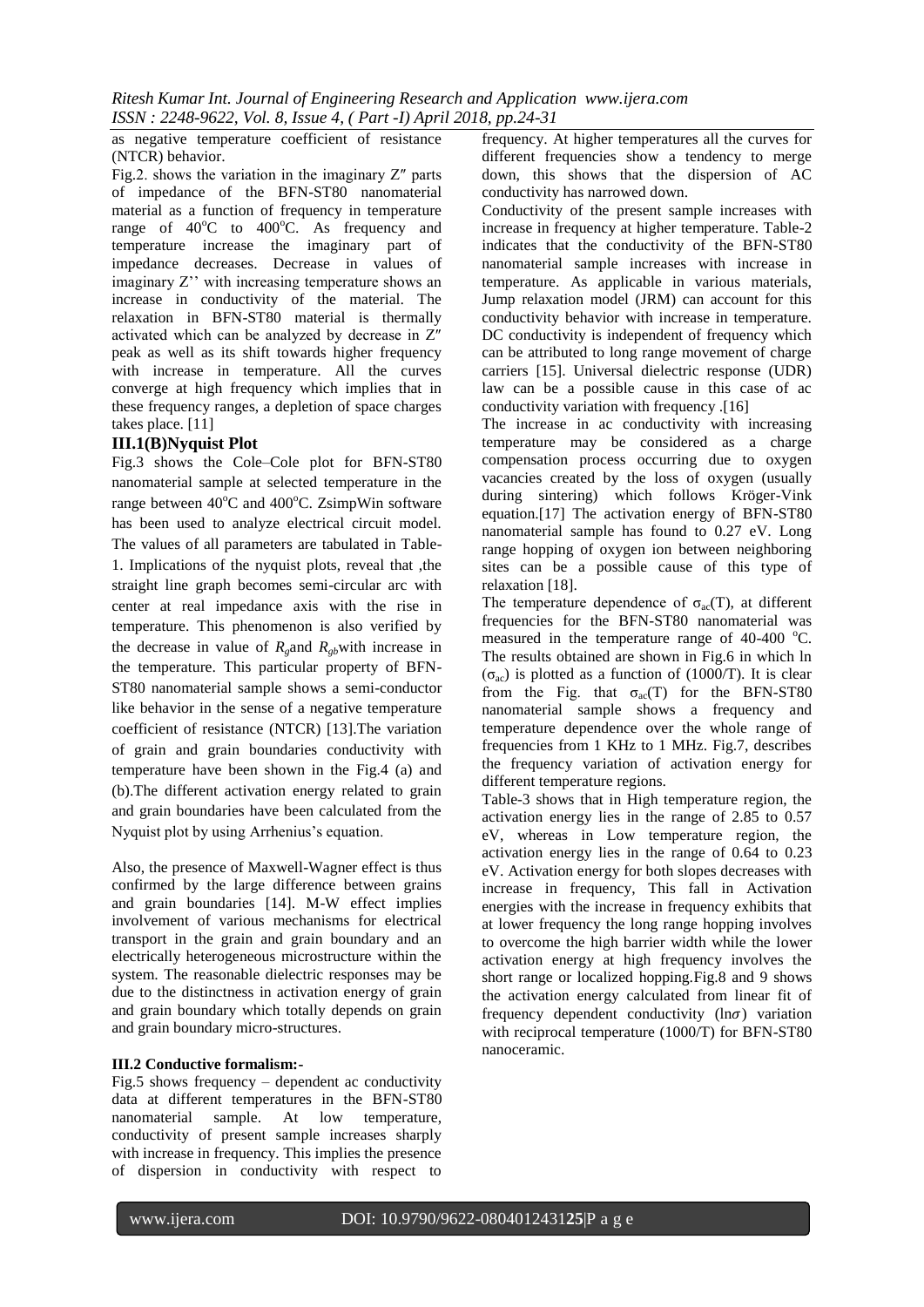as negative temperature coefficient of resistance (NTCR) behavior.

Fig.2. shows the variation in the imaginary Z″ parts of impedance of the BFN-ST80 nanomaterial material as a function of frequency in temperature range of 40°C to 400°C. As frequency and temperature increase the imaginary part of impedance decreases. Decrease in values of imaginary Z'' with increasing temperature shows an increase in conductivity of the material. The relaxation in BFN-ST80 material is thermally activated which can be analyzed by decrease in Z″ peak as well as its shift towards higher frequency with increase in temperature. All the curves converge at high frequency which implies that in these frequency ranges, a depletion of space charges takes place. [11]

### III.1(B)Nyquist Plot

Fig.3 shows the Cole–Cole plot for BFN-ST80 nanomaterial sample at selected temperature in the range between 40°C and 400°C. ZsimpWin software has been used to analyze electrical circuit model. The values of all parameters are tabulated in Table-1. Implications of the nyquist plots, reveal that ,the straight line graph becomes semi-circular arc with center at real impedance axis with the rise in temperature. This phenomenon is also verified by the decrease in value of $R_g$and $R_{gb}$with increase in the temperature. This particular property of BFN-ST80 nanomaterial sample shows a semi-conductor like behavior in the sense of a negative temperature coefficient of resistance (NTCR) [13].The variation of grain and grain boundaries conductivity with temperature have been shown in the Fig.4 (a) and (b).The different activation energy related to grain and grain boundaries have been calculated from the Nyquist plot by using Arrhenius's equation.

Also, the presence of Maxwell-Wagner effect is thus confirmed by the large difference between grains and grain boundaries [14]. M-W effect implies involvement of various mechanisms for electrical transport in the grain and grain boundary and an electrically heterogeneous microstructure within the system. The reasonable dielectric responses may be due to the distinctness in activation energy of grain and grain boundary which totally depends on grain and grain boundary micro-structures.

### III.2 Conductive formalism:-

Fig.5 shows frequency – dependent ac conductivity data at different temperatures in the BFN-ST80 nanomaterial sample. At low temperature, conductivity of present sample increases sharply with increase in frequency. This implies the presence of dispersion in conductivity with respect to frequency. At higher temperatures all the curves for different frequencies show a tendency to merge down, this shows that the dispersion of AC conductivity has narrowed down.

Conductivity of the present sample increases with increase in frequency at higher temperature. Table-2 indicates that the conductivity of the BFN-ST80 nanomaterial sample increases with increase in temperature. As applicable in various materials, Jump relaxation model (JRM) can account for this conductivity behavior with increase in temperature. DC conductivity is independent of frequency which can be attributed to long range movement of charge carriers [15]. Universal dielectric response (UDR) law can be a possible cause in this case of ac conductivity variation with frequency .[16]

The increase in ac conductivity with increasing temperature may be considered as a charge compensation process occurring due to oxygen vacancies created by the loss of oxygen (usually during sintering) which follows Kröger-Vink equation.[17] The activation energy of BFN-ST80 nanomaterial sample has found to 0.27 eV. Long range hopping of oxygen ion between neighboring sites can be a possible cause of this type of relaxation [18].

The temperature dependence of $\sigma_{ac}(T)$, at different frequencies for the BFN-ST80 nanomaterial was measured in the temperature range of 40-400 °C. The results obtained are shown in Fig.6 in which ln ($\sigma_{ac}$) is plotted as a function of (1000/T). It is clear from the Fig. that $\sigma_{ac}(T)$ for the BFN-ST80 nanomaterial sample shows a frequency and temperature dependence over the whole range of frequencies from 1 KHz to 1 MHz. Fig.7, describes the frequency variation of activation energy for different temperature regions.

Table-3 shows that in High temperature region, the activation energy lies in the range of 2.85 to 0.57 eV, whereas in Low temperature region, the activation energy lies in the range of 0.64 to 0.23 eV. Activation energy for both slopes decreases with increase in frequency, This fall in Activation energies with the increase in frequency exhibits that at lower frequency the long range hopping involves to overcome the high barrier width while the lower activation energy at high frequency involves the short range or localized hopping.Fig.8 and 9 shows the activation energy calculated from linear fit of frequency dependent conductivity ($\ln\sigma$) variation with reciprocal temperature (1000/T) for BFN-ST80 nanoceramic.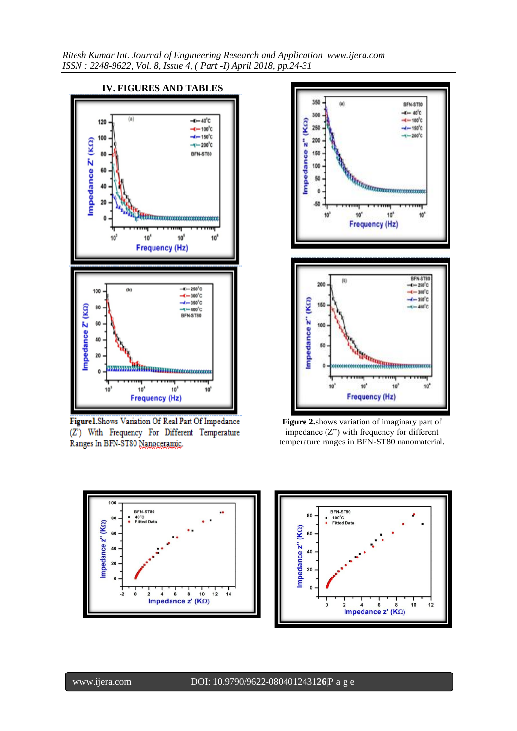## IV. FIGURES AND TABLES

**Figure1.**Shows Variation Of Real Part Of Impedance (Z') With Frequency For Different Temperature Ranges In BFN-ST80 Nanoceramic.

**Figure 2.**shows variation of imaginary part of impedance (Z") with frequency for different temperature ranges in BFN-ST80 nanomaterial.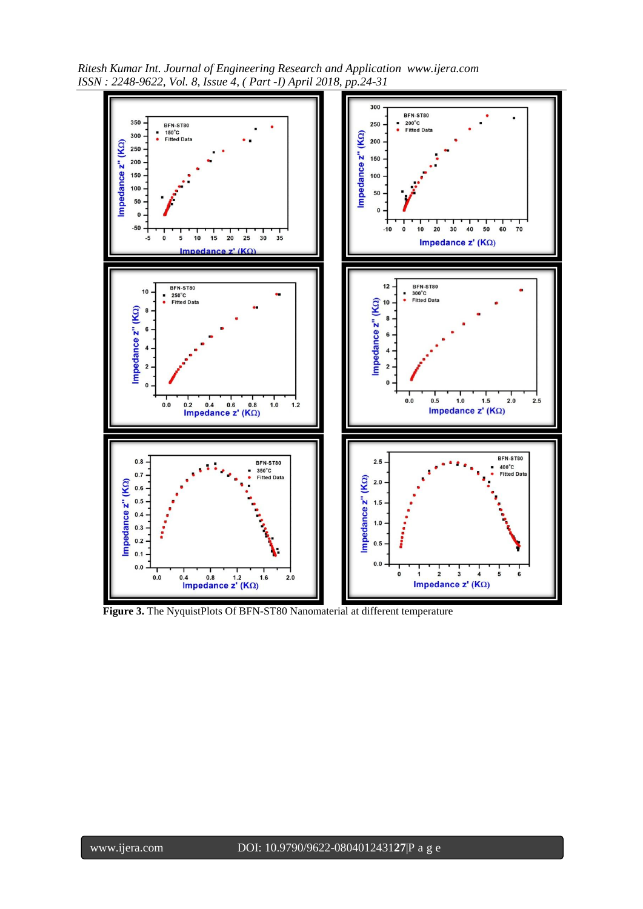**Figure 3.** The NyquistPlots Of BFN-ST80 Nanomaterial at different temperature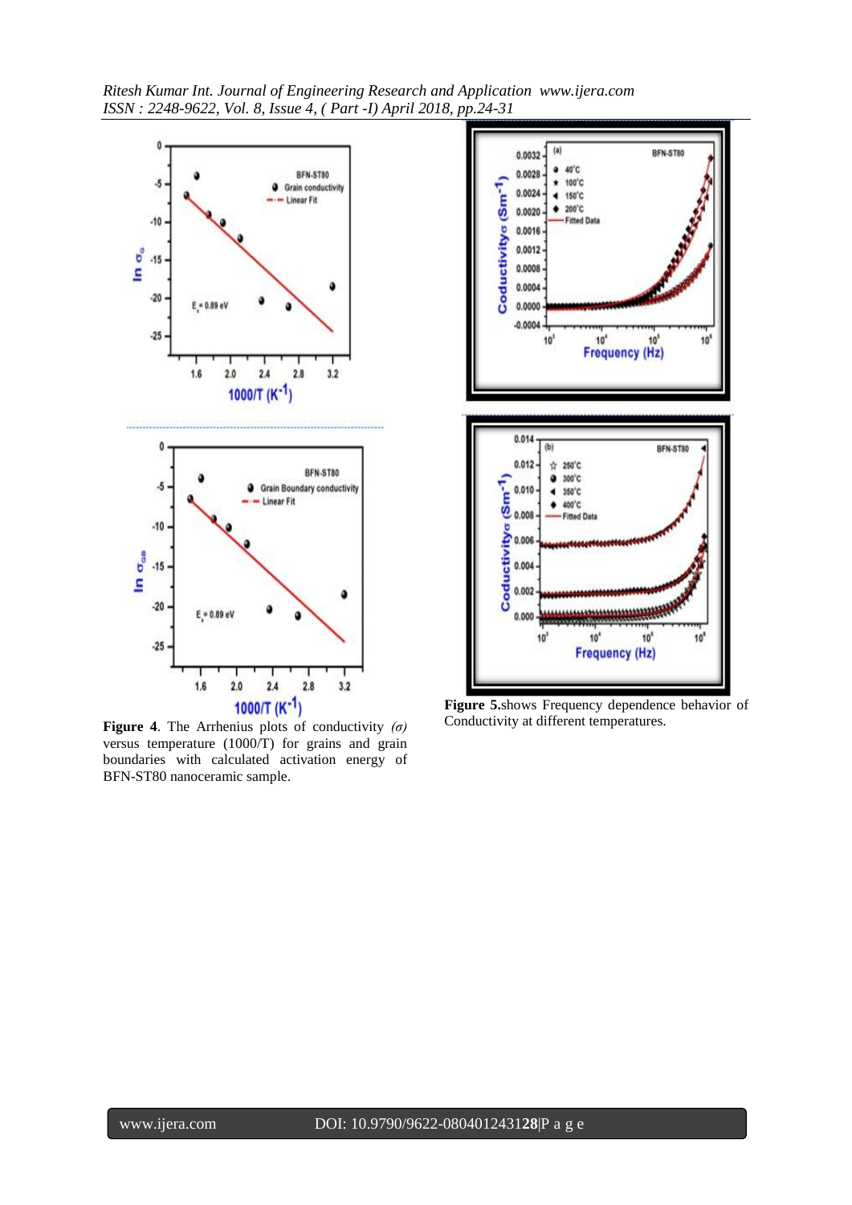**Figure 4**. The Arrhenius plots of conductivity *(σ)* versus temperature (1000/T) for grains and grain boundaries with calculated activation energy of BFN-ST80 nanoceramic sample.

**Figure 5.**shows Frequency dependence behavior of Conductivity at different temperatures.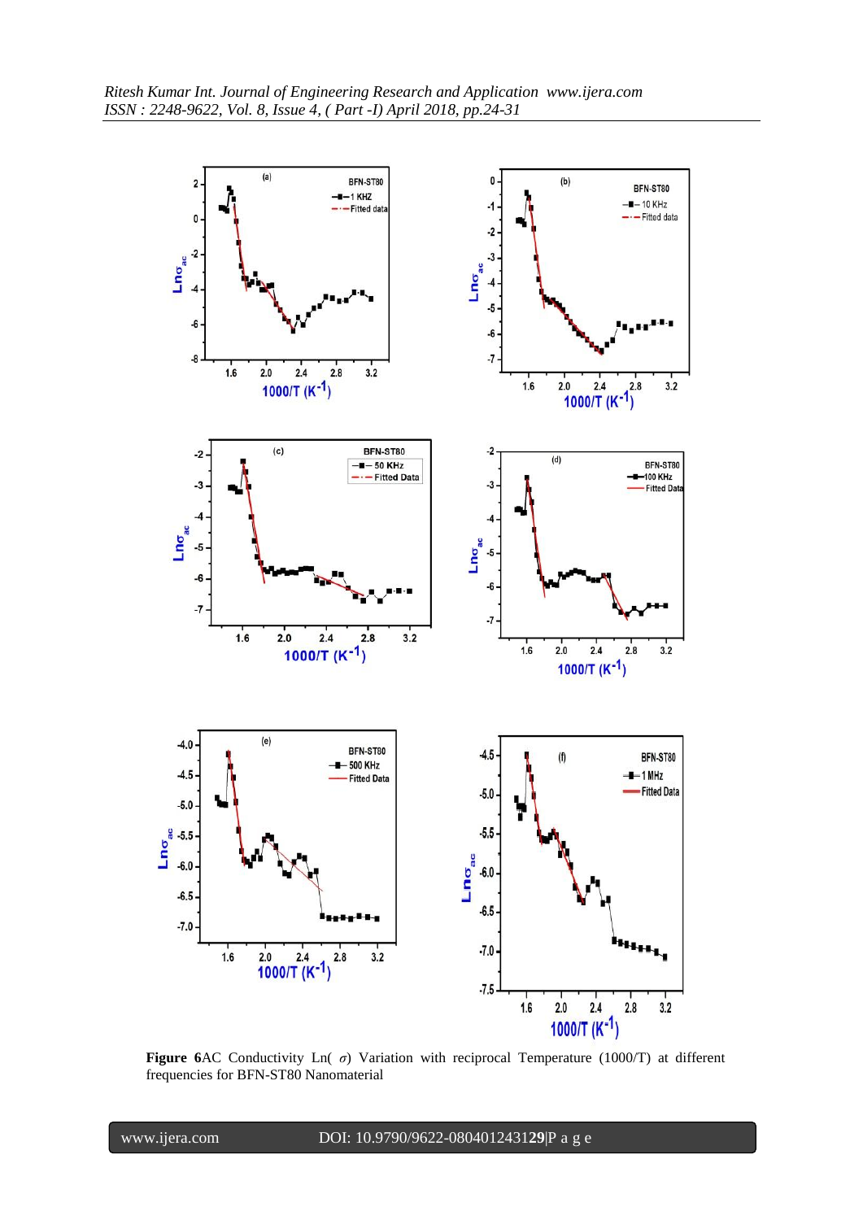**Figure 6**AC Conductivity Ln( $\sigma$) Variation with reciprocal Temperature (1000/T) at different frequencies for BFN-ST80 Nanomaterial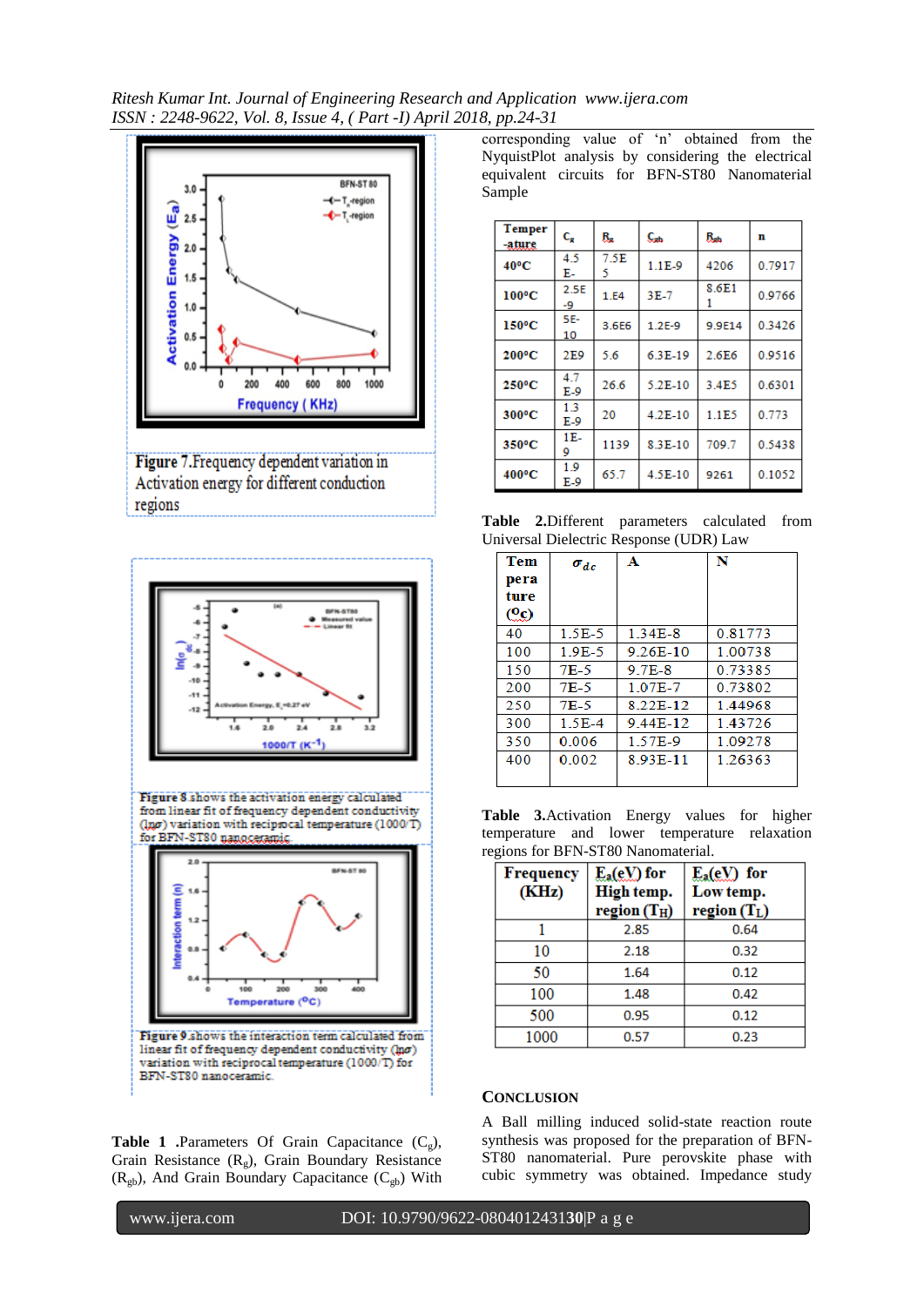Figure 7.Frequency dependent variation in Activation energy for different conduction regions

Figure 8 shows the activation energy calculated from linear fit of frequency dependent conductivity ($\ln\sigma$) variation with reciprocal temperature (1000/T) for BFN-ST80 nanoceramic

Figure 9.shows the interaction term calculated from linear fit of frequency dependent conductivity ($\ln\sigma$) variation with reciprocal temperature (1000/T) for BFN-ST80 nanoceramic.

**Table 1** .Parameters Of Grain Capacitance ($C_g$), Grain Resistance ($R_g$), Grain Boundary Resistance ($R_{gb}$), And Grain Boundary Capacitance ($C_{gb}$) With corresponding value of 'n' obtained from the NyquistPlot analysis by considering the electrical equivalent circuits for BFN-ST80 Nanomaterial Sample

| Temper-ature | $C_g$ | $R_g$ | $C_{gb}$ | $R_{gb}$ | n |
|---|---|---|---|---|---|
| 40°C | 4.5 E- | 7.5E 5 | 1.1E-9 | 4206 | 0.7917 |
| 100°C | 2.5E -9 | 1.E4 | 3E-7 | 8.6E1 1 | 0.9766 |
| 150°C | 5E-10 | 3.6E6 | 1.2E-9 | 9.9E14 | 0.3426 |
| 200°C | 2E9 | 5.6 | 6.3E-19 | 2.6E6 | 0.9516 |
| 250°C | 4.7 E-9 | 26.6 | 5.2E-10 | 3.4E5 | 0.6301 |
| 300°C | 1.3 E-9 | 20 | 4.2E-10 | 1.1E5 | 0.773 |
| 350°C | 1E-9 | 1139 | 8.3E-10 | 709.7 | 0.5438 |
| 400°C | 1.9 E-9 | 65.7 | 4.5E-10 | 9261 | 0.1052 |

**Table 2.**Different parameters calculated from Universal Dielectric Response (UDR) Law

| Temperature (°C) | $\sigma_{dc}$ | A | N |
|---|---|---|---|
| 40 | 1.5E-5 | 1.34E-8 | 0.81773 |
| 100 | 1.9E-5 | 9.26E-10 | 1.00738 |
| 150 | 7E-5 | 9.7E-8 | 0.73385 |
| 200 | 7E-5 | 1.07E-7 | 0.73802 |
| 250 | 7E-5 | 8.22E-12 | 1.44968 |
| 300 | 1.5E-4 | 9.44E-12 | 1.43726 |
| 350 | 0.006 | 1.57E-9 | 1.09278 |
| 400 | 0.002 | 8.93E-11 | 1.26363 |

**Table 3.**Activation Energy values for higher temperature and lower temperature relaxation regions for BFN-ST80 Nanomaterial.

| Frequency (KHz) | $E_a$(eV) for High temp. region ($T_H$) | $E_a$(eV) for Low temp. region ($T_L$) |
|---|---|---|
| 1 | 2.85 | 0.64 |
| 10 | 2.18 | 0.32 |
| 50 | 1.64 | 0.12 |
| 100 | 1.48 | 0.42 |
| 500 | 0.95 | 0.12 |
| 1000 | 0.57 | 0.23 |

## CONCLUSION

A Ball milling induced solid-state reaction route synthesis was proposed for the preparation of BFN-ST80 nanomaterial. Pure perovskite phase with cubic symmetry was obtained. Impedance study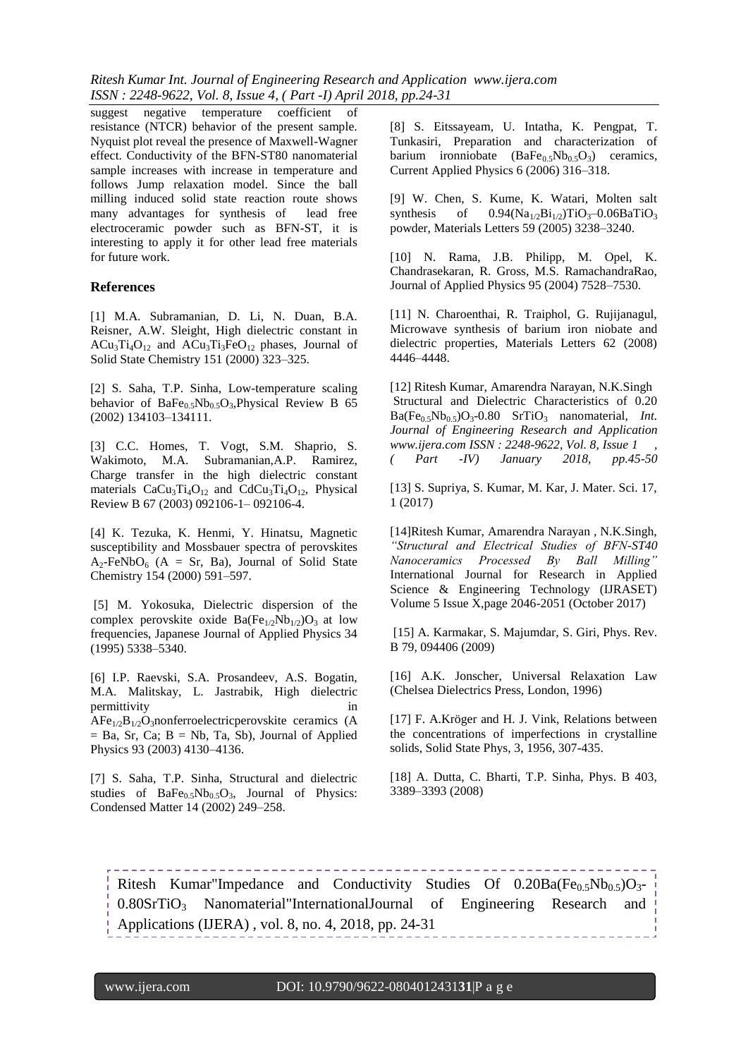suggest negative temperature coefficient of resistance (NTCR) behavior of the present sample. Nyquist plot reveal the presence of Maxwell-Wagner effect. Conductivity of the BFN-ST80 nanomaterial sample increases with increase in temperature and follows Jump relaxation model. Since the ball milling induced solid state reaction route shows many advantages for synthesis of lead free electroceramic powder such as BFN-ST, it is interesting to apply it for other lead free materials for future work.

## References

[1] M.A. Subramanian, D. Li, N. Duan, B.A. Reisner, A.W. Sleight, High dielectric constant in $ACu_3Ti_4O_{12}$ and $ACu_3Ti_3FeO_{12}$ phases, Journal of Solid State Chemistry 151 (2000) 323–325.

[2] S. Saha, T.P. Sinha, Low-temperature scaling behavior of $BaFe_{0.5}Nb_{0.5}O_3$,Physical Review B 65 (2002) 134103–134111.

[3] C.C. Homes, T. Vogt, S.M. Shaprio, S. Wakimoto, M.A. Subramanian,A.P. Ramirez, Charge transfer in the high dielectric constant materials $CaCu_3Ti_4O_{12}$ and $CdCu_3Ti_4O_{12}$, Physical Review B 67 (2003) 092106-1– 092106-4.

[4] K. Tezuka, K. Henmi, Y. Hinatsu, Magnetic susceptibility and Mossbauer spectra of perovskites $A_2$-$FeNbO_6$ (A = Sr, Ba), Journal of Solid State Chemistry 154 (2000) 591–597.

[5] M. Yokosuka, Dielectric dispersion of the complex perovskite oxide $Ba(Fe_{1/2}Nb_{1/2})O_3$ at low frequencies, Japanese Journal of Applied Physics 34 (1995) 5338–5340.

[6] I.P. Raevski, S.A. Prosandeev, A.S. Bogatin, M.A. Malitskay, L. Jastrabik, High dielectric permittivity in $AFe_{1/2}B_{1/2}O_3$nonferroelectricperovskite ceramics (A = Ba, Sr, Ca; B = Nb, Ta, Sb), Journal of Applied Physics 93 (2003) 4130–4136.

[7] S. Saha, T.P. Sinha, Structural and dielectric studies of $BaFe_{0.5}Nb_{0.5}O_3$, Journal of Physics: Condensed Matter 14 (2002) 249–258.

[8] S. Eitssayeam, U. Intatha, K. Pengpat, T. Tunkasiri, Preparation and characterization of barium ironniobate ($BaFe_{0.5}Nb_{0.5}O_3$) ceramics, Current Applied Physics 6 (2006) 316–318.

[9] W. Chen, S. Kume, K. Watari, Molten salt synthesis of $0.94(Na_{1/2}Bi_{1/2})TiO_3$–$0.06BaTiO_3$ powder, Materials Letters 59 (2005) 3238–3240.

[10] N. Rama, J.B. Philipp, M. Opel, K. Chandrasekaran, R. Gross, M.S. RamachandraRao, Journal of Applied Physics 95 (2004) 7528–7530.

[11] N. Charoenthai, R. Traiphol, G. Rujijanagul, Microwave synthesis of barium iron niobate and dielectric properties, Materials Letters 62 (2008) 4446–4448.

[12] Ritesh Kumar, Amarendra Narayan, N.K.Singh Structural and Dielectric Characteristics of 0.20 $Ba(Fe_{0.5}Nb_{0.5})O_3$-0.80 $SrTiO_3$ nanomaterial, *Int. Journal of Engineering Research and Application www.ijera.com ISSN : 2248-9622, Vol. 8, Issue 1 , ( Part -IV) January 2018, pp.45-50*

[13] S. Supriya, S. Kumar, M. Kar, J. Mater. Sci. 17, 1 (2017)

[14]Ritesh Kumar, Amarendra Narayan , N.K.Singh, *"Structural and Electrical Studies of BFN-ST40 Nanoceramics Processed By Ball Milling"* International Journal for Research in Applied Science & Engineering Technology (IJRASET) Volume 5 Issue X,page 2046-2051 (October 2017)

[15] A. Karmakar, S. Majumdar, S. Giri, Phys. Rev. B 79, 094406 (2009)

[16] A.K. Jonscher, Universal Relaxation Law (Chelsea Dielectrics Press, London, 1996)

[17] F. A.Kröger and H. J. Vink, Relations between the concentrations of imperfections in crystalline solids, Solid State Phys, 3, 1956, 307-435.

[18] A. Dutta, C. Bharti, T.P. Sinha, Phys. B 403, 3389–3393 (2008)

Ritesh Kumar"Impedance and Conductivity Studies Of $0.20Ba(Fe_{0.5}Nb_{0.5})O_3$-$0.80SrTiO_3$ Nanomaterial"InternationalJournal of Engineering Research and Applications (IJERA) , vol. 8, no. 4, 2018, pp. 24-31